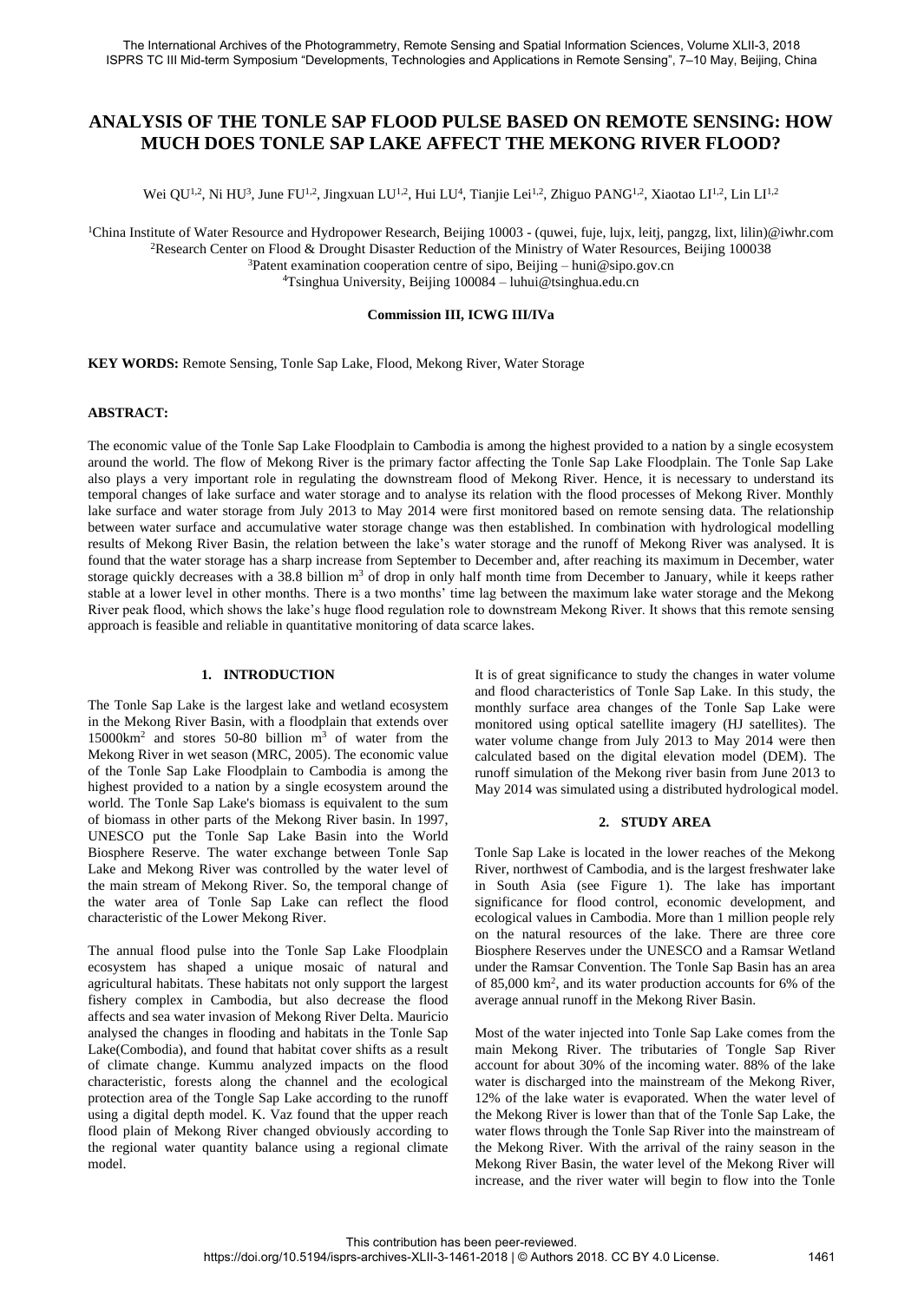# ANALYSIS OF THE TONLE SAP FLOOD PULSE BASED ON REMOTE SENSING: HOW MUCH DOES TONLE SAP LAKE AFFECT THE MEKONG RIVER FLOOD?

Wei QU[1,2], Ni HU[3], June FU[1,2], Jingxuan LU[1,2], Hui LU[4], Tianjie Lei[1,2], Zhiguo PANG[1,2], Xiaotao LI[1,2], Lin LI[1,2]

[1]China Institute of Water Resource and Hydropower Research, Beijing 10003 - (quwei, fuje, lujx, leitj, pangzg, lixt, lilin)@iwhr.com
[2]Research Center on Flood & Drought Disaster Reduction of the Ministry of Water Resources, Beijing 100038
[3]Patent examination cooperation centre of sipo, Beijing – huni@sipo.gov.cn
[4]Tsinghua University, Beijing 100084 – luhui@tsinghua.edu.cn

**Commission III, ICWG III/IVa**

**KEY WORDS:** Remote Sensing, Tonle Sap Lake, Flood, Mekong River, Water Storage

**ABSTRACT:**

The economic value of the Tonle Sap Lake Floodplain to Cambodia is among the highest provided to a nation by a single ecosystem around the world. The flow of Mekong River is the primary factor affecting the Tonle Sap Lake Floodplain. The Tonle Sap Lake also plays a very important role in regulating the downstream flood of Mekong River. Hence, it is necessary to understand its temporal changes of lake surface and water storage and to analyse its relation with the flood processes of Mekong River. Monthly lake surface and water storage from July 2013 to May 2014 were first monitored based on remote sensing data. The relationship between water surface and accumulative water storage change was then established. In combination with hydrological modelling results of Mekong River Basin, the relation between the lake's water storage and the runoff of Mekong River was analysed. It is found that the water storage has a sharp increase from September to December and, after reaching its maximum in December, water storage quickly decreases with a 38.8 billion m$^3$ of drop in only half month time from December to January, while it keeps rather stable at a lower level in other months. There is a two months' time lag between the maximum lake water storage and the Mekong River peak flood, which shows the lake's huge flood regulation role to downstream Mekong River. It shows that this remote sensing approach is feasible and reliable in quantitative monitoring of data scarce lakes.

## 1. INTRODUCTION

The Tonle Sap Lake is the largest lake and wetland ecosystem in the Mekong River Basin, with a floodplain that extends over 15000km$^2$ and stores 50-80 billion m$^3$ of water from the Mekong River in wet season (MRC, 2005). The economic value of the Tonle Sap Lake Floodplain to Cambodia is among the highest provided to a nation by a single ecosystem around the world. The Tonle Sap Lake's biomass is equivalent to the sum of biomass in other parts of the Mekong River basin. In 1997, UNESCO put the Tonle Sap Lake Basin into the World Biosphere Reserve. The water exchange between Tonle Sap Lake and Mekong River was controlled by the water level of the main stream of Mekong River. So, the temporal change of the water area of Tonle Sap Lake can reflect the flood characteristic of the Lower Mekong River.

The annual flood pulse into the Tonle Sap Lake Floodplain ecosystem has shaped a unique mosaic of natural and agricultural habitats. These habitats not only support the largest fishery complex in Cambodia, but also decrease the flood affects and sea water invasion of Mekong River Delta. Mauricio analysed the changes in flooding and habitats in the Tonle Sap Lake(Combodia), and found that habitat cover shifts as a result of climate change. Kummu analyzed impacts on the flood characteristic, forests along the channel and the ecological protection area of the Tongle Sap Lake according to the runoff using a digital depth model. K. Vaz found that the upper reach flood plain of Mekong River changed obviously according to the regional water quantity balance using a regional climate model.

It is of great significance to study the changes in water volume and flood characteristics of Tonle Sap Lake. In this study, the monthly surface area changes of the Tonle Sap Lake were monitored using optical satellite imagery (HJ satellites). The water volume change from July 2013 to May 2014 were then calculated based on the digital elevation model (DEM). The runoff simulation of the Mekong river basin from June 2013 to May 2014 was simulated using a distributed hydrological model.

## 2. STUDY AREA

Tonle Sap Lake is located in the lower reaches of the Mekong River, northwest of Cambodia, and is the largest freshwater lake in South Asia (see Figure 1). The lake has important significance for flood control, economic development, and ecological values in Cambodia. More than 1 million people rely on the natural resources of the lake. There are three core Biosphere Reserves under the UNESCO and a Ramsar Wetland under the Ramsar Convention. The Tonle Sap Basin has an area of 85,000 km$^2$, and its water production accounts for 6% of the average annual runoff in the Mekong River Basin.

Most of the water injected into Tonle Sap Lake comes from the main Mekong River. The tributaries of Tongle Sap River account for about 30% of the incoming water. 88% of the lake water is discharged into the mainstream of the Mekong River, 12% of the lake water is evaporated. When the water level of the Mekong River is lower than that of the Tonle Sap Lake, the water flows through the Tonle Sap River into the mainstream of the Mekong River. With the arrival of the rainy season in the Mekong River Basin, the water level of the Mekong River will increase, and the river water will begin to flow into the Tonle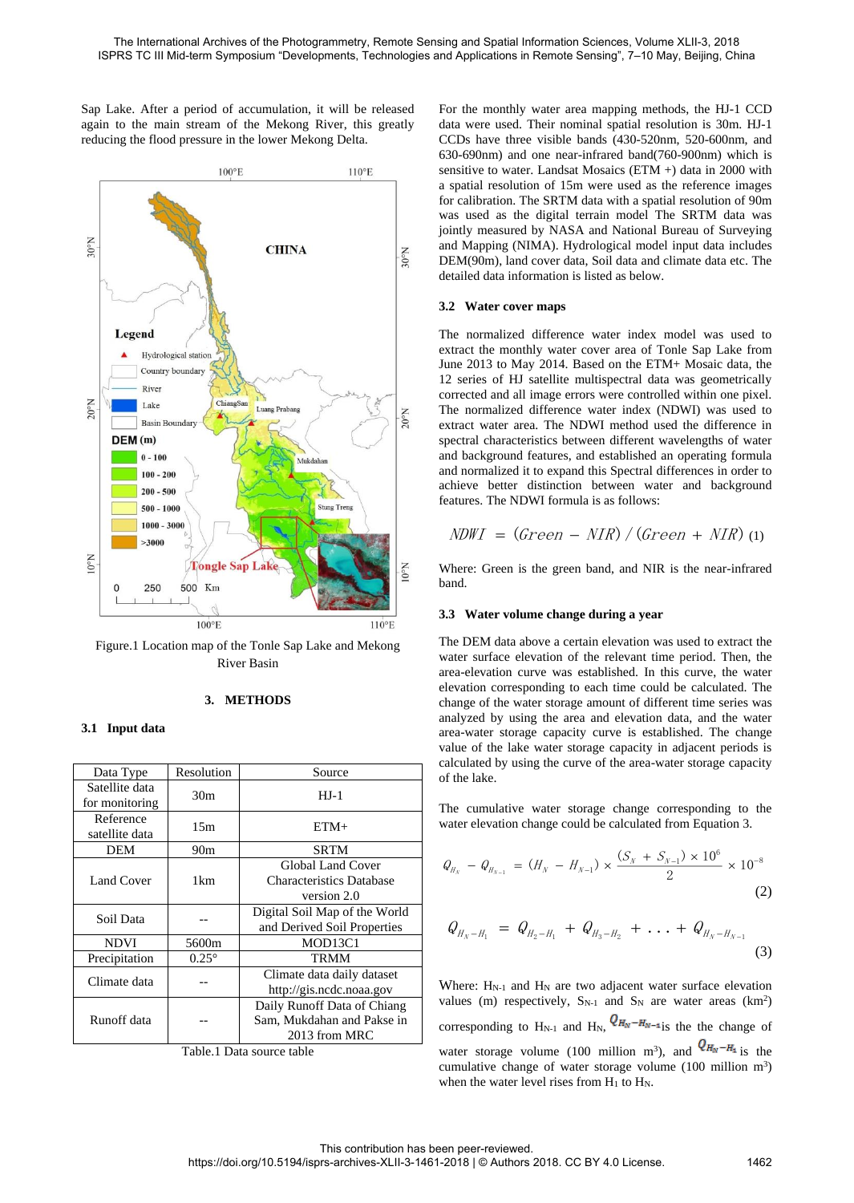Sap Lake. After a period of accumulation, it will be released again to the main stream of the Mekong River, this greatly reducing the flood pressure in the lower Mekong Delta.

Figure.1 Location map of the Tonle Sap Lake and Mekong River Basin

## 3. METHODS

### 3.1 Input data

| Data Type | Resolution | Source |
|---|---|---|
| Satellite data for monitoring | 30m | HJ-1 |
| Reference satellite data | 15m | ETM+ |
| DEM | 90m | SRTM |
| Land Cover | 1km | Global Land Cover Characteristics Database version 2.0 |
| Soil Data | -- | Digital Soil Map of the World and Derived Soil Properties |
| NDVI | 5600m | MOD13C1 |
| Precipitation | 0.25° | TRMM |
| Climate data | -- | Climate data daily dataset http://gis.ncdc.noaa.gov |
| Runoff data | -- | Daily Runoff Data of Chiang Sam, Mukdahan and Pakse in 2013 from MRC |

Table.1 Data source table

For the monthly water area mapping methods, the HJ-1 CCD data were used. Their nominal spatial resolution is 30m. HJ-1 CCDs have three visible bands (430-520nm, 520-600nm, and 630-690nm) and one near-infrared band(760-900nm) which is sensitive to water. Landsat Mosaics (ETM +) data in 2000 with a spatial resolution of 15m were used as the reference images for calibration. The SRTM data with a spatial resolution of 90m was used as the digital terrain model The SRTM data was jointly measured by NASA and National Bureau of Surveying and Mapping (NIMA). Hydrological model input data includes DEM(90m), land cover data, Soil data and climate data etc. The detailed data information is listed as below.

### 3.2 Water cover maps

The normalized difference water index model was used to extract the monthly water cover area of Tonle Sap Lake from June 2013 to May 2014. Based on the ETM+ Mosaic data, the 12 series of HJ satellite multispectral data was geometrically corrected and all image errors were controlled within one pixel. The normalized difference water index (NDWI) was used to extract water area. The NDWI method used the difference in spectral characteristics between different wavelengths of water and background features, and established an operating formula and normalized it to expand this Spectral differences in order to achieve better distinction between water and background features. The NDWI formula is as follows:

$$NDWI = (Green - NIR) / (Green + NIR) \quad (1)$$

Where: Green is the green band, and NIR is the near-infrared band.

### 3.3 Water volume change during a year

The DEM data above a certain elevation was used to extract the water surface elevation of the relevant time period. Then, the area-elevation curve was established. In this curve, the water elevation corresponding to each time could be calculated. The change of the water storage amount of different time series was analyzed by using the area and elevation data, and the water area-water storage capacity curve is established. The change value of the lake water storage capacity in adjacent periods is calculated by using the curve of the area-water storage capacity of the lake.

The cumulative water storage change corresponding to the water elevation change could be calculated from Equation 3.

$$Q_{H_N} - Q_{H_{N-1}} = (H_N - H_{N-1}) \times \frac{(S_N + S_{N-1}) \times 10^6}{2} \times 10^{-8} \quad (2)$$

$$Q_{H_N - H_1} = Q_{H_2 - H_1} + Q_{H_3 - H_2} + \ldots + Q_{H_N - H_{N-1}} \quad (3)$$

Where: $H_{N-1}$ and $H_N$ are two adjacent water surface elevation values (m) respectively, $S_{N-1}$ and $S_N$ are water areas (km$^2$) corresponding to $H_{N-1}$ and $H_N$, $Q_{H_N - H_{N-1}}$ is the the change of water storage volume (100 million m$^3$), and $Q_{H_N - H_1}$ is the cumulative change of water storage volume (100 million m$^3$) when the water level rises from $H_1$ to $H_N$.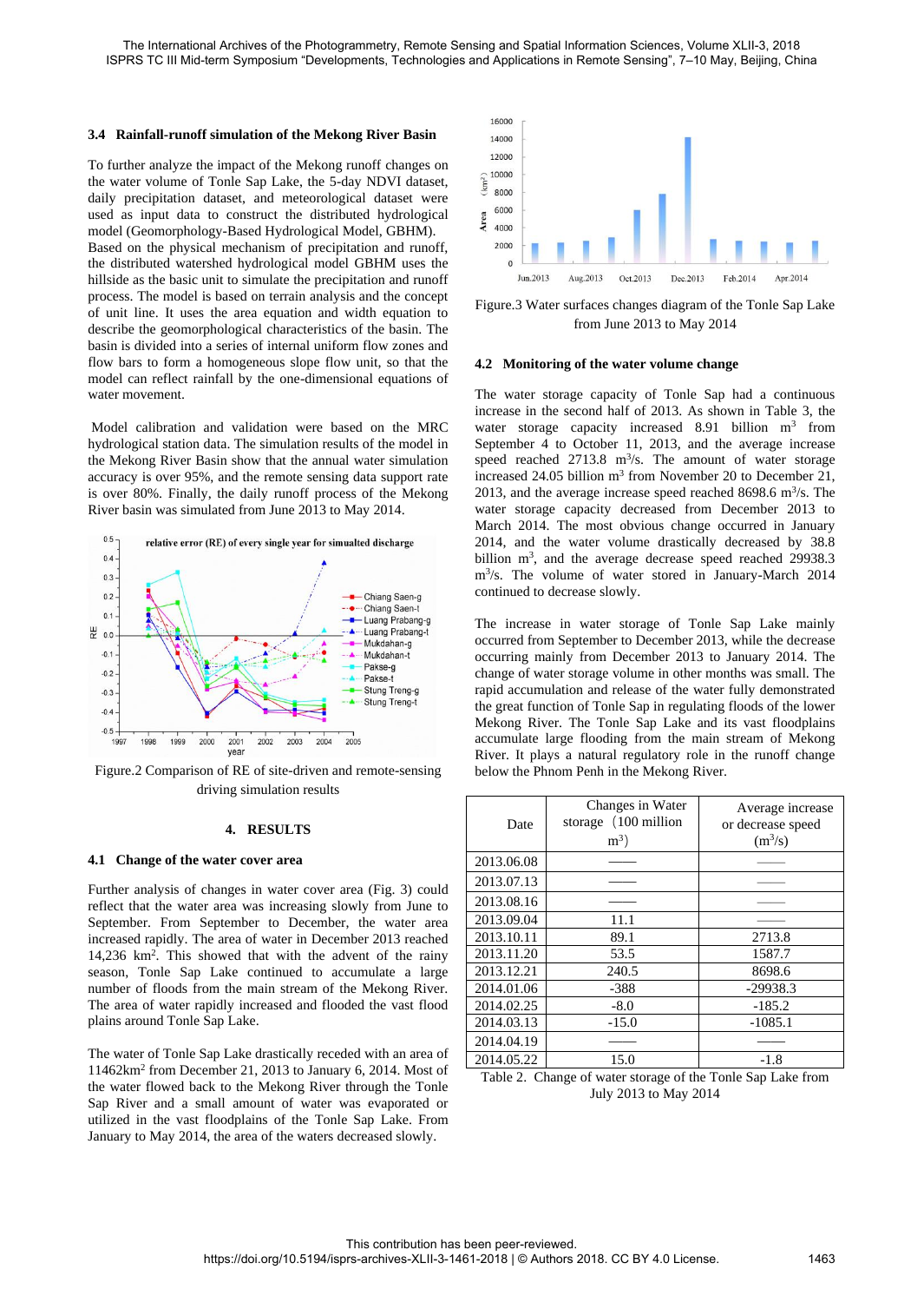### 3.4 Rainfall-runoff simulation of the Mekong River Basin

To further analyze the impact of the Mekong runoff changes on the water volume of Tonle Sap Lake, the 5-day NDVI dataset, daily precipitation dataset, and meteorological dataset were used as input data to construct the distributed hydrological model (Geomorphology-Based Hydrological Model, GBHM). Based on the physical mechanism of precipitation and runoff, the distributed watershed hydrological model GBHM uses the hillside as the basic unit to simulate the precipitation and runoff process. The model is based on terrain analysis and the concept of unit line. It uses the area equation and width equation to describe the geomorphological characteristics of the basin. The basin is divided into a series of internal uniform flow zones and flow bars to form a homogeneous slope flow unit, so that the model can reflect rainfall by the one-dimensional equations of water movement.

Model calibration and validation were based on the MRC hydrological station data. The simulation results of the model in the Mekong River Basin show that the annual water simulation accuracy is over 95%, and the remote sensing data support rate is over 80%. Finally, the daily runoff process of the Mekong River basin was simulated from June 2013 to May 2014.

Figure.2 Comparison of RE of site-driven and remote-sensing driving simulation results

## 4. RESULTS

### 4.1 Change of the water cover area

Further analysis of changes in water cover area (Fig. 3) could reflect that the water area was increasing slowly from June to September. From September to December, the water area increased rapidly. The area of water in December 2013 reached 14,236 km$^2$. This showed that with the advent of the rainy season, Tonle Sap Lake continued to accumulate a large number of floods from the main stream of the Mekong River. The area of water rapidly increased and flooded the vast flood plains around Tonle Sap Lake.

The water of Tonle Sap Lake drastically receded with an area of 11462km$^2$ from December 21, 2013 to January 6, 2014. Most of the water flowed back to the Mekong River through the Tonle Sap River and a small amount of water was evaporated or utilized in the vast floodplains of the Tonle Sap Lake. From January to May 2014, the area of the waters decreased slowly.

Figure.3 Water surfaces changes diagram of the Tonle Sap Lake from June 2013 to May 2014

### 4.2 Monitoring of the water volume change

The water storage capacity of Tonle Sap had a continuous increase in the second half of 2013. As shown in Table 3, the water storage capacity increased 8.91 billion m$^3$ from September 4 to October 11, 2013, and the average increase speed reached 2713.8 m$^3$/s. The amount of water storage increased 24.05 billion m$^3$ from November 20 to December 21, 2013, and the average increase speed reached 8698.6 m$^3$/s. The water storage capacity decreased from December 2013 to March 2014. The most obvious change occurred in January 2014, and the water volume drastically decreased by 38.8 billion m$^3$, and the average decrease speed reached 29938.3 m$^3$/s. The volume of water stored in January-March 2014 continued to decrease slowly.

The increase in water storage of Tonle Sap Lake mainly occurred from September to December 2013, while the decrease occurring mainly from December 2013 to January 2014. The change of water storage volume in other months was small. The rapid accumulation and release of the water fully demonstrated the great function of Tonle Sap in regulating floods of the lower Mekong River. The Tonle Sap Lake and its vast floodplains accumulate large flooding from the main stream of Mekong River. It plays a natural regulatory role in the runoff change below the Phnom Penh in the Mekong River.

| Date | Changes in Water storage (100 million m$^3$) | Average increase or decrease speed (m$^3$/s) |
|---|---|---|
| 2013.06.08 | —— | —— |
| 2013.07.13 | —— | —— |
| 2013.08.16 | —— | —— |
| 2013.09.04 | 11.1 | —— |
| 2013.10.11 | 89.1 | 2713.8 |
| 2013.11.20 | 53.5 | 1587.7 |
| 2013.12.21 | 240.5 | 8698.6 |
| 2014.01.06 | -388 | -29938.3 |
| 2014.02.25 | -8.0 | -185.2 |
| 2014.03.13 | -15.0 | -1085.1 |
| 2014.04.19 | —— | —— |
| 2014.05.22 | 15.0 | -1.8 |

Table 2. Change of water storage of the Tonle Sap Lake from July 2013 to May 2014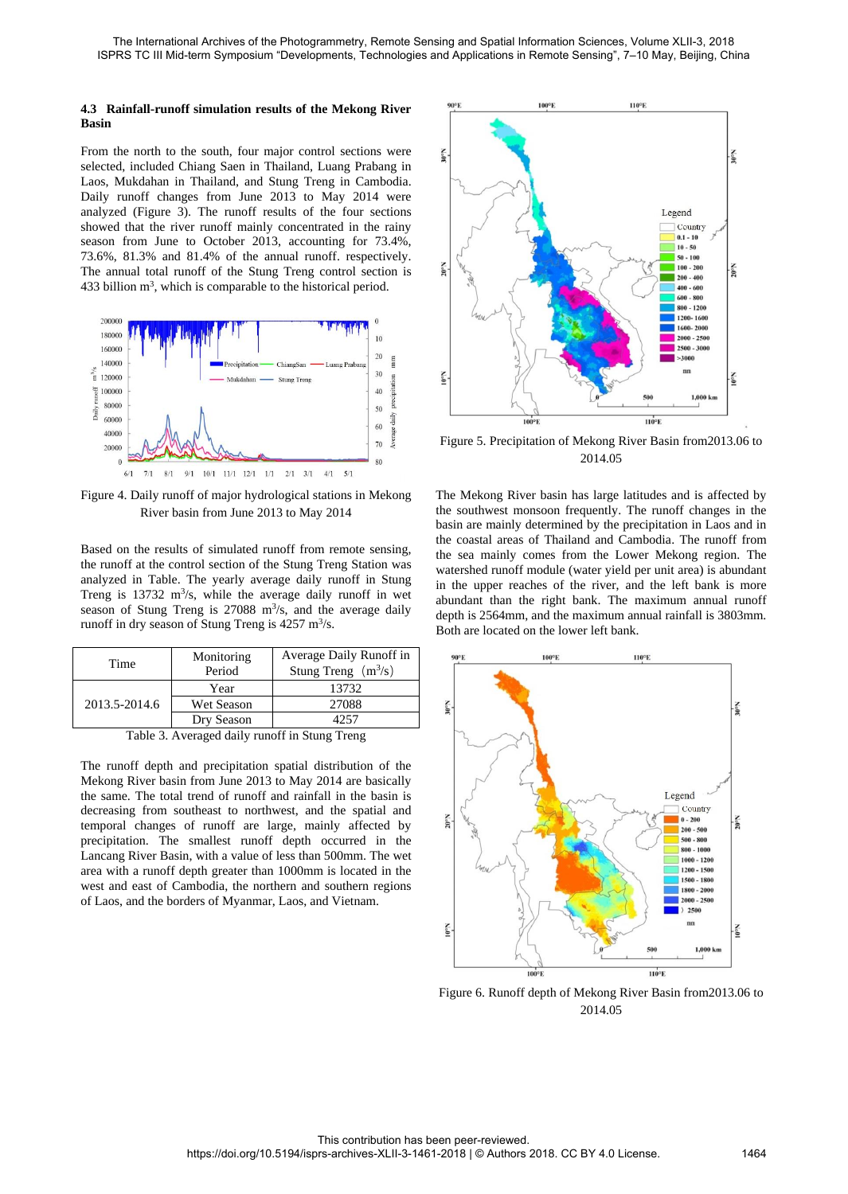### 4.3 Rainfall-runoff simulation results of the Mekong River Basin

From the north to the south, four major control sections were selected, included Chiang Saen in Thailand, Luang Prabang in Laos, Mukdahan in Thailand, and Stung Treng in Cambodia. Daily runoff changes from June 2013 to May 2014 were analyzed (Figure 3). The runoff results of the four sections showed that the river runoff mainly concentrated in the rainy season from June to October 2013, accounting for 73.4%, 73.6%, 81.3% and 81.4% of the annual runoff. respectively. The annual total runoff of the Stung Treng control section is 433 billion $m^3$, which is comparable to the historical period.

Figure 4. Daily runoff of major hydrological stations in Mekong River basin from June 2013 to May 2014

Based on the results of simulated runoff from remote sensing, the runoff at the control section of the Stung Treng Station was analyzed in Table. The yearly average daily runoff in Stung Treng is 13732 $m^3$/s, while the average daily runoff in wet season of Stung Treng is 27088 $m^3$/s, and the average daily runoff in dry season of Stung Treng is 4257 $m^3$/s.

| Time | Monitoring Period | Average Daily Runoff in Stung Treng ($m^3$/s) |
|---|---|---|
| 2013.5-2014.6 | Year | 13732 |
| | Wet Season | 27088 |
| | Dry Season | 4257 |

Table 3. Averaged daily runoff in Stung Treng

The runoff depth and precipitation spatial distribution of the Mekong River basin from June 2013 to May 2014 are basically the same. The total trend of runoff and rainfall in the basin is decreasing from southeast to northwest, and the spatial and temporal changes of runoff are large, mainly affected by precipitation. The smallest runoff depth occurred in the Lancang River Basin, with a value of less than 500mm. The wet area with a runoff depth greater than 1000mm is located in the west and east of Cambodia, the northern and southern regions of Laos, and the borders of Myanmar, Laos, and Vietnam.

Figure 5. Precipitation of Mekong River Basin from2013.06 to 2014.05

The Mekong River basin has large latitudes and is affected by the southwest monsoon frequently. The runoff changes in the basin are mainly determined by the precipitation in Laos and in the coastal areas of Thailand and Cambodia. The runoff from the sea mainly comes from the Lower Mekong region. The watershed runoff module (water yield per unit area) is abundant in the upper reaches of the river, and the left bank is more abundant than the right bank. The maximum annual runoff depth is 2564mm, and the maximum annual rainfall is 3803mm. Both are located on the lower left bank.

Figure 6. Runoff depth of Mekong River Basin from2013.06 to 2014.05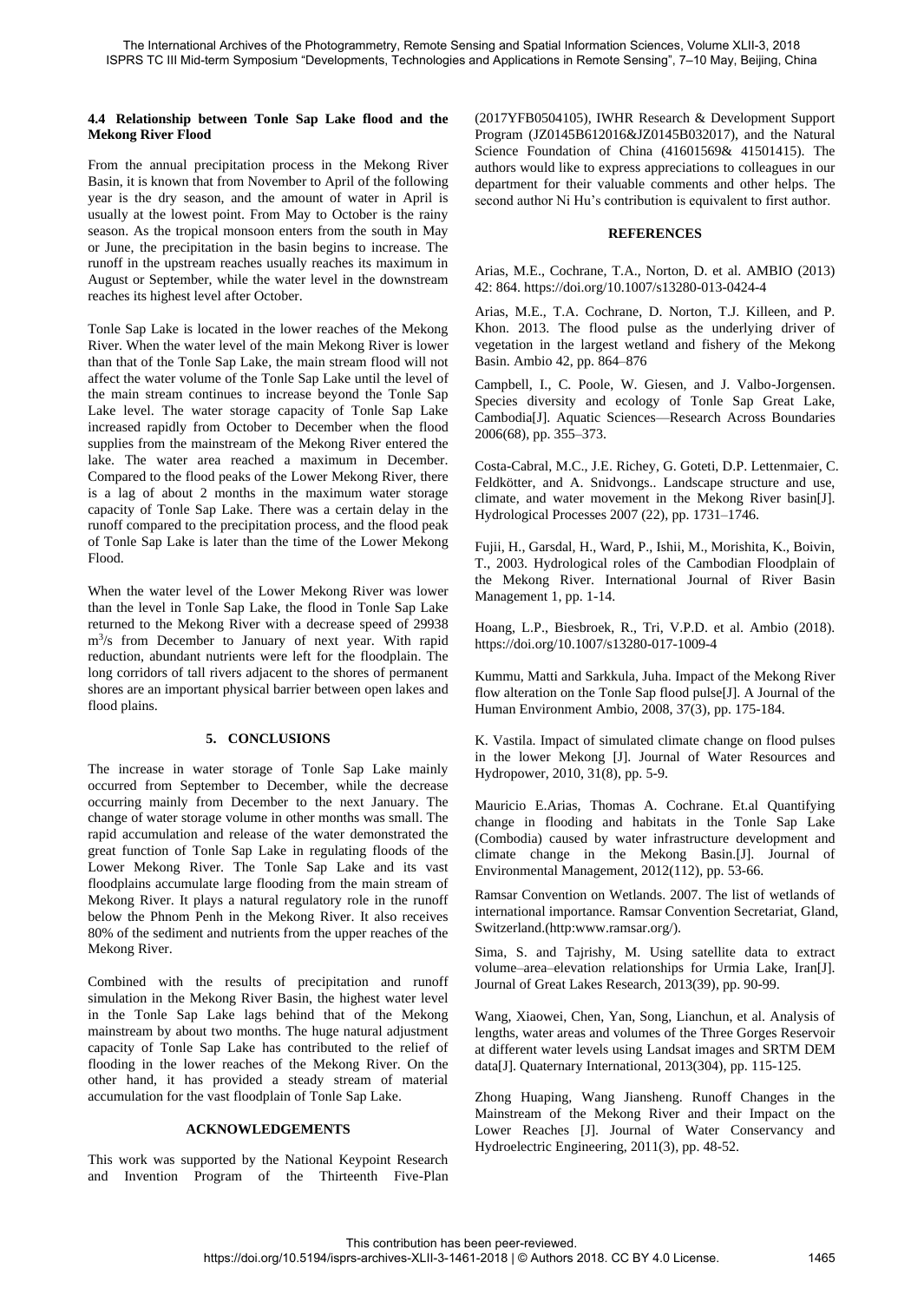### 4.4 Relationship between Tonle Sap Lake flood and the Mekong River Flood

From the annual precipitation process in the Mekong River Basin, it is known that from November to April of the following year is the dry season, and the amount of water in April is usually at the lowest point. From May to October is the rainy season. As the tropical monsoon enters from the south in May or June, the precipitation in the basin begins to increase. The runoff in the upstream reaches usually reaches its maximum in August or September, while the water level in the downstream reaches its highest level after October.

Tonle Sap Lake is located in the lower reaches of the Mekong River. When the water level of the main Mekong River is lower than that of the Tonle Sap Lake, the main stream flood will not affect the water volume of the Tonle Sap Lake until the level of the main stream continues to increase beyond the Tonle Sap Lake level. The water storage capacity of Tonle Sap Lake increased rapidly from October to December when the flood supplies from the mainstream of the Mekong River entered the lake. The water area reached a maximum in December. Compared to the flood peaks of the Lower Mekong River, there is a lag of about 2 months in the maximum water storage capacity of Tonle Sap Lake. There was a certain delay in the runoff compared to the precipitation process, and the flood peak of Tonle Sap Lake is later than the time of the Lower Mekong Flood.

When the water level of the Lower Mekong River was lower than the level in Tonle Sap Lake, the flood in Tonle Sap Lake returned to the Mekong River with a decrease speed of 29938 $m^3/s$ from December to January of next year. With rapid reduction, abundant nutrients were left for the floodplain. The long corridors of tall rivers adjacent to the shores of permanent shores are an important physical barrier between open lakes and flood plains.

## 5. CONCLUSIONS

The increase in water storage of Tonle Sap Lake mainly occurred from September to December, while the decrease occurring mainly from December to the next January. The change of water storage volume in other months was small. The rapid accumulation and release of the water demonstrated the great function of Tonle Sap Lake in regulating floods of the Lower Mekong River. The Tonle Sap Lake and its vast floodplains accumulate large flooding from the main stream of Mekong River. It plays a natural regulatory role in the runoff below the Phnom Penh in the Mekong River. It also receives 80% of the sediment and nutrients from the upper reaches of the Mekong River.

Combined with the results of precipitation and runoff simulation in the Mekong River Basin, the highest water level in the Tonle Sap Lake lags behind that of the Mekong mainstream by about two months. The huge natural adjustment capacity of Tonle Sap Lake has contributed to the relief of flooding in the lower reaches of the Mekong River. On the other hand, it has provided a steady stream of material accumulation for the vast floodplain of Tonle Sap Lake.

## ACKNOWLEDGEMENTS

This work was supported by the National Keypoint Research and Invention Program of the Thirteenth Five-Plan (2017YFB0504105), IWHR Research & Development Support Program (JZ0145B612016&JZ0145B032017), and the Natural Science Foundation of China (41601569& 41501415). The authors would like to express appreciations to colleagues in our department for their valuable comments and other helps. The second author Ni Hu's contribution is equivalent to first author.

## REFERENCES

Arias, M.E., Cochrane, T.A., Norton, D. et al. AMBIO (2013) 42: 864. https://doi.org/10.1007/s13280-013-0424-4

Arias, M.E., T.A. Cochrane, D. Norton, T.J. Killeen, and P. Khon. 2013. The flood pulse as the underlying driver of vegetation in the largest wetland and fishery of the Mekong Basin. Ambio 42, pp. 864–876

Campbell, I., C. Poole, W. Giesen, and J. Valbo-Jorgensen. Species diversity and ecology of Tonle Sap Great Lake, Cambodia[J]. Aquatic Sciences—Research Across Boundaries 2006(68), pp. 355–373.

Costa-Cabral, M.C., J.E. Richey, G. Goteti, D.P. Lettenmaier, C. Feldkötter, and A. Snidvongs.. Landscape structure and use, climate, and water movement in the Mekong River basin[J]. Hydrological Processes 2007 (22), pp. 1731–1746.

Fujii, H., Garsdal, H., Ward, P., Ishii, M., Morishita, K., Boivin, T., 2003. Hydrological roles of the Cambodian Floodplain of the Mekong River. International Journal of River Basin Management 1, pp. 1-14.

Hoang, L.P., Biesbroek, R., Tri, V.P.D. et al. Ambio (2018). https://doi.org/10.1007/s13280-017-1009-4

Kummu, Matti and Sarkkula, Juha. Impact of the Mekong River flow alteration on the Tonle Sap flood pulse[J]. A Journal of the Human Environment Ambio, 2008, 37(3), pp. 175-184.

K. Vastila. Impact of simulated climate change on flood pulses in the lower Mekong [J]. Journal of Water Resources and Hydropower, 2010, 31(8), pp. 5-9.

Mauricio E.Arias, Thomas A. Cochrane. Et.al Quantifying change in flooding and habitats in the Tonle Sap Lake (Combodia) caused by water infrastructure development and climate change in the Mekong Basin.[J]. Journal of Environmental Management, 2012(112), pp. 53-66.

Ramsar Convention on Wetlands. 2007. The list of wetlands of international importance. Ramsar Convention Secretariat, Gland, Switzerland.(http:www.ramsar.org/).

Sima, S. and Tajrishy, M. Using satellite data to extract volume–area–elevation relationships for Urmia Lake, Iran[J]. Journal of Great Lakes Research, 2013(39), pp. 90-99.

Wang, Xiaowei, Chen, Yan, Song, Lianchun, et al. Analysis of lengths, water areas and volumes of the Three Gorges Reservoir at different water levels using Landsat images and SRTM DEM data[J]. Quaternary International, 2013(304), pp. 115-125.

Zhong Huaping, Wang Jiansheng. Runoff Changes in the Mainstream of the Mekong River and their Impact on the Lower Reaches [J]. Journal of Water Conservancy and Hydroelectric Engineering, 2011(3), pp. 48-52.